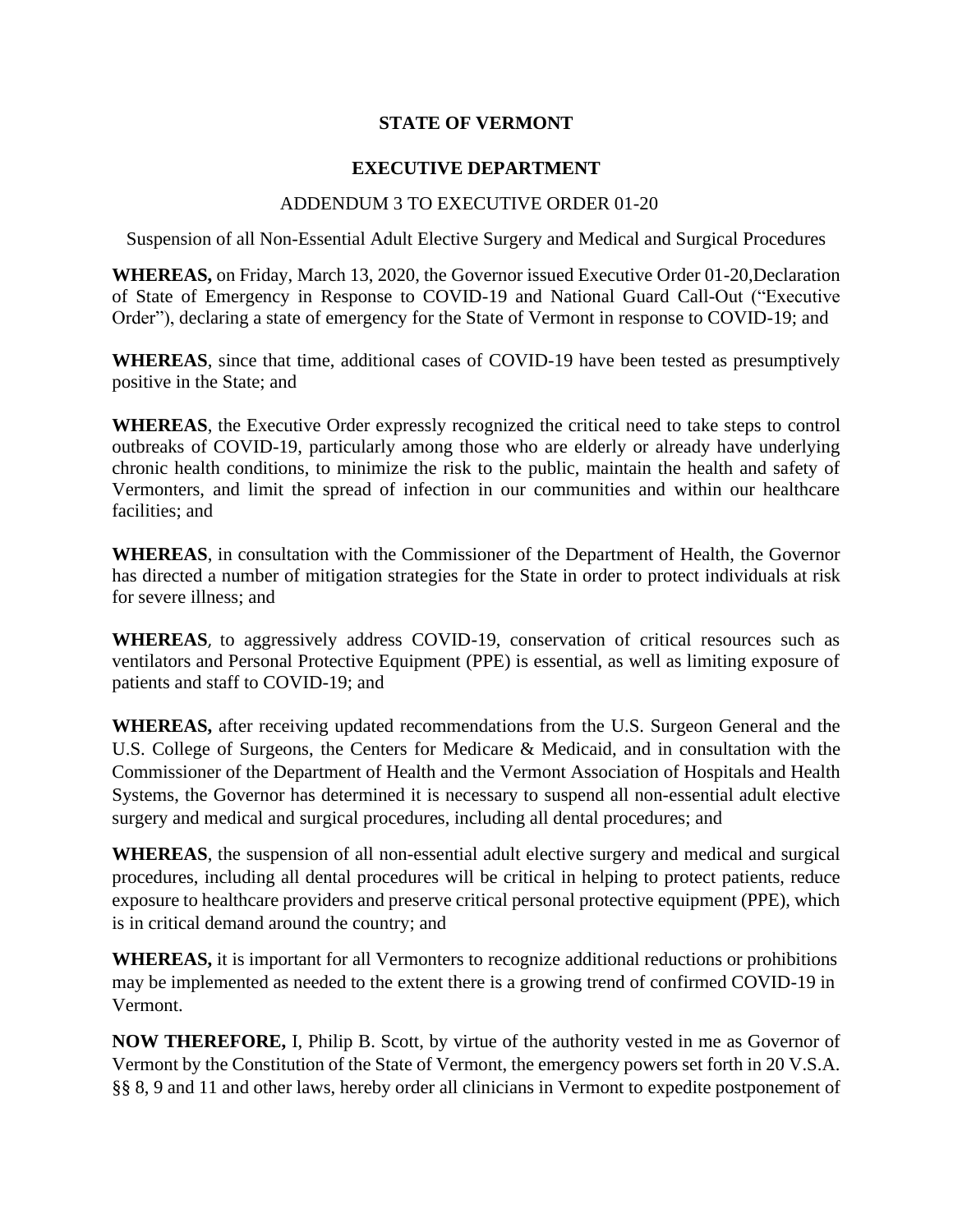# STATE OF VERMONT

## EXECUTIVE DEPARTMENT

ADDENDUM 3 TO EXECUTIVE ORDER 01-20

Suspension of all Non-Essential Adult Elective Surgery and Medical and Surgical Procedures

**WHEREAS,** on Friday, March 13, 2020, the Governor issued Executive Order 01-20,Declaration of State of Emergency in Response to COVID-19 and National Guard Call-Out ("Executive Order"), declaring a state of emergency for the State of Vermont in response to COVID-19; and

**WHEREAS**, since that time, additional cases of COVID-19 have been tested as presumptively positive in the State; and

**WHEREAS**, the Executive Order expressly recognized the critical need to take steps to control outbreaks of COVID-19, particularly among those who are elderly or already have underlying chronic health conditions, to minimize the risk to the public, maintain the health and safety of Vermonters, and limit the spread of infection in our communities and within our healthcare facilities; and

**WHEREAS**, in consultation with the Commissioner of the Department of Health, the Governor has directed a number of mitigation strategies for the State in order to protect individuals at risk for severe illness; and

**WHEREAS**, to aggressively address COVID-19, conservation of critical resources such as ventilators and Personal Protective Equipment (PPE) is essential, as well as limiting exposure of patients and staff to COVID-19; and

**WHEREAS,** after receiving updated recommendations from the U.S. Surgeon General and the U.S. College of Surgeons, the Centers for Medicare & Medicaid, and in consultation with the Commissioner of the Department of Health and the Vermont Association of Hospitals and Health Systems, the Governor has determined it is necessary to suspend all non-essential adult elective surgery and medical and surgical procedures, including all dental procedures; and

**WHEREAS**, the suspension of all non-essential adult elective surgery and medical and surgical procedures, including all dental procedures will be critical in helping to protect patients, reduce exposure to healthcare providers and preserve critical personal protective equipment (PPE), which is in critical demand around the country; and

**WHEREAS,** it is important for all Vermonters to recognize additional reductions or prohibitions may be implemented as needed to the extent there is a growing trend of confirmed COVID-19 in Vermont.

**NOW THEREFORE,** I, Philip B. Scott, by virtue of the authority vested in me as Governor of Vermont by the Constitution of the State of Vermont, the emergency powers set forth in 20 V.S.A. §§ 8, 9 and 11 and other laws, hereby order all clinicians in Vermont to expedite postponement of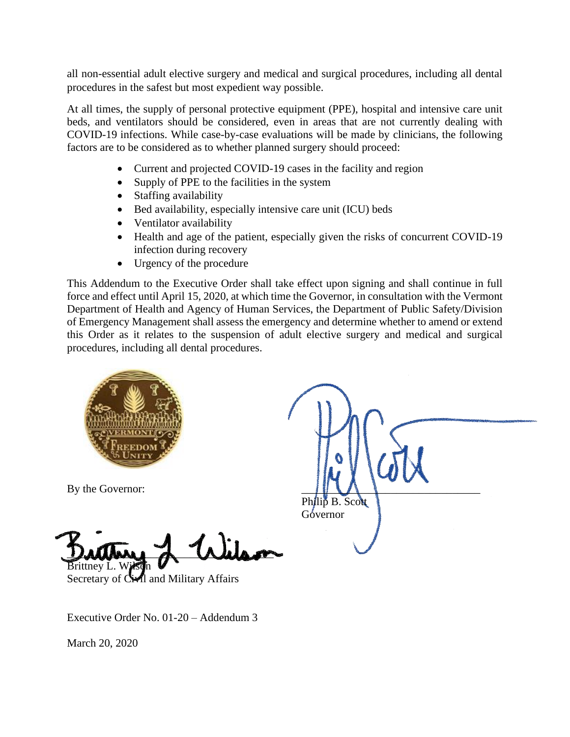all non-essential adult elective surgery and medical and surgical procedures, including all dental procedures in the safest but most expedient way possible.

At all times, the supply of personal protective equipment (PPE), hospital and intensive care unit beds, and ventilators should be considered, even in areas that are not currently dealing with COVID-19 infections. While case-by-case evaluations will be made by clinicians, the following factors are to be considered as to whether planned surgery should proceed:

- Current and projected COVID-19 cases in the facility and region
- Supply of PPE to the facilities in the system
- Staffing availability
- Bed availability, especially intensive care unit (ICU) beds
- Ventilator availability
- Health and age of the patient, especially given the risks of concurrent COVID-19 infection during recovery
- Urgency of the procedure

This Addendum to the Executive Order shall take effect upon signing and shall continue in full force and effect until April 15, 2020, at which time the Governor, in consultation with the Vermont Department of Health and Agency of Human Services, the Department of Public Safety/Division of Emergency Management shall assess the emergency and determine whether to amend or extend this Order as it relates to the suspension of adult elective surgery and medical and surgical procedures, including all dental procedures.

Philip B. Scott
Governor

By the Governor:

Brittney L. Wilson
Secretary of Civil and Military Affairs

Executive Order No. 01-20 – Addendum 3

March 20, 2020